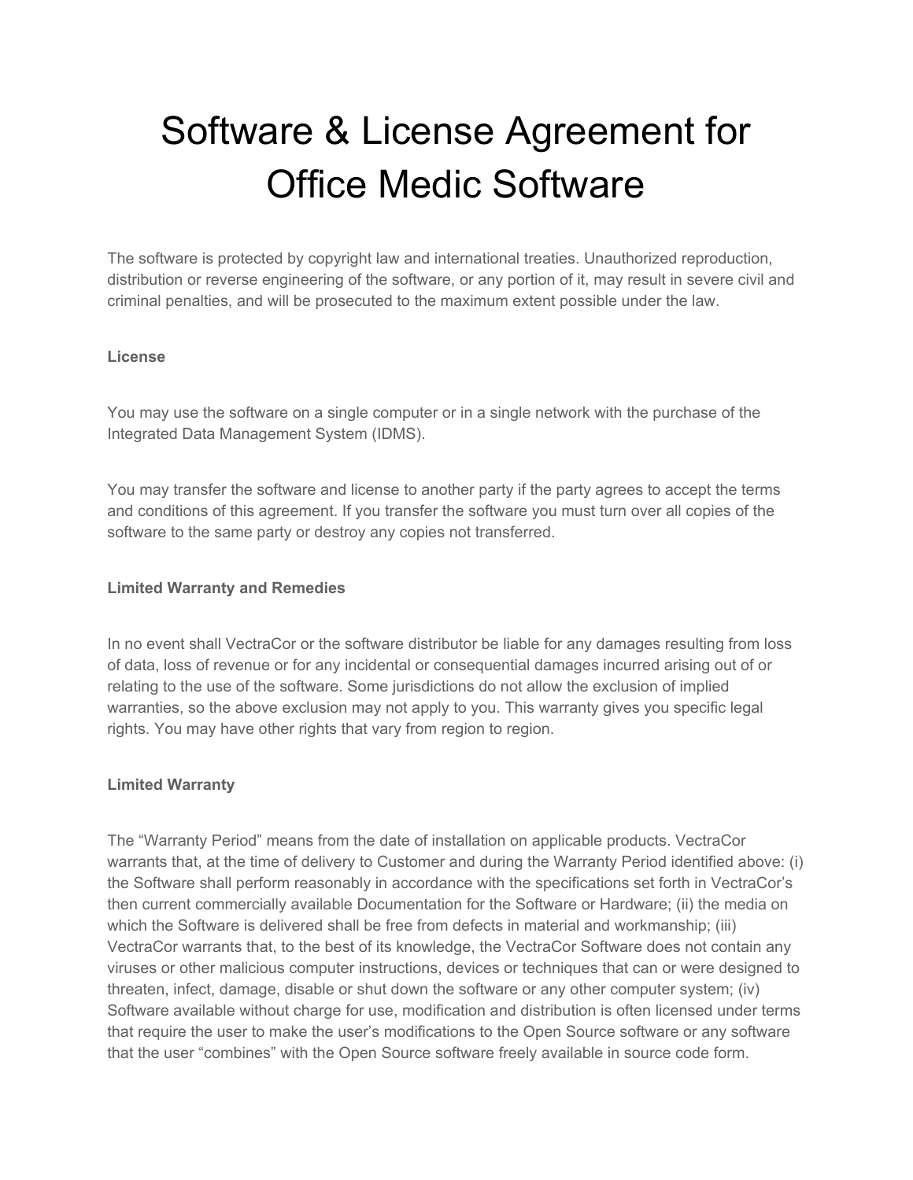# Software & License Agreement for Office Medic Software

The software is protected by copyright law and international treaties. Unauthorized reproduction, distribution or reverse engineering of the software, or any portion of it, may result in severe civil and criminal penalties, and will be prosecuted to the maximum extent possible under the law.

**License**

You may use the software on a single computer or in a single network with the purchase of the Integrated Data Management System (IDMS).

You may transfer the software and license to another party if the party agrees to accept the terms and conditions of this agreement. If you transfer the software you must turn over all copies of the software to the same party or destroy any copies not transferred.

**Limited Warranty and Remedies**

In no event shall VectraCor or the software distributor be liable for any damages resulting from loss of data, loss of revenue or for any incidental or consequential damages incurred arising out of or relating to the use of the software. Some jurisdictions do not allow the exclusion of implied warranties, so the above exclusion may not apply to you. This warranty gives you specific legal rights. You may have other rights that vary from region to region.

**Limited Warranty**

The "Warranty Period" means from the date of installation on applicable products. VectraCor warrants that, at the time of delivery to Customer and during the Warranty Period identified above: (i) the Software shall perform reasonably in accordance with the specifications set forth in VectraCor's then current commercially available Documentation for the Software or Hardware; (ii) the media on which the Software is delivered shall be free from defects in material and workmanship; (iii) VectraCor warrants that, to the best of its knowledge, the VectraCor Software does not contain any viruses or other malicious computer instructions, devices or techniques that can or were designed to threaten, infect, damage, disable or shut down the software or any other computer system; (iv) Software available without charge for use, modification and distribution is often licensed under terms that require the user to make the user's modifications to the Open Source software or any software that the user "combines" with the Open Source software freely available in source code form.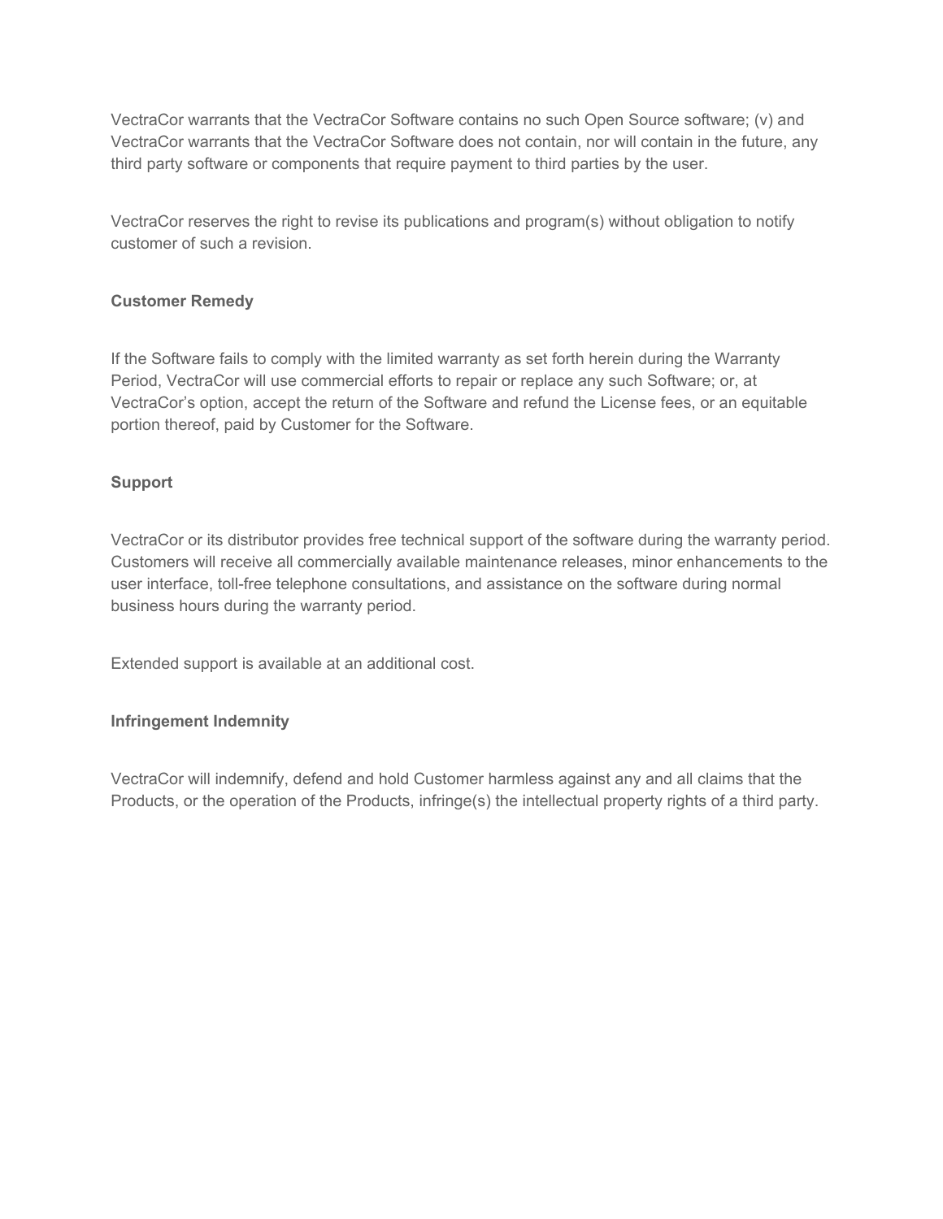VectraCor warrants that the VectraCor Software contains no such Open Source software; (v) and VectraCor warrants that the VectraCor Software does not contain, nor will contain in the future, any third party software or components that require payment to third parties by the user.

VectraCor reserves the right to revise its publications and program(s) without obligation to notify customer of such a revision.

**Customer Remedy**

If the Software fails to comply with the limited warranty as set forth herein during the Warranty Period, VectraCor will use commercial efforts to repair or replace any such Software; or, at VectraCor's option, accept the return of the Software and refund the License fees, or an equitable portion thereof, paid by Customer for the Software.

**Support**

VectraCor or its distributor provides free technical support of the software during the warranty period. Customers will receive all commercially available maintenance releases, minor enhancements to the user interface, toll-free telephone consultations, and assistance on the software during normal business hours during the warranty period.

Extended support is available at an additional cost.

**Infringement Indemnity**

VectraCor will indemnify, defend and hold Customer harmless against any and all claims that the Products, or the operation of the Products, infringe(s) the intellectual property rights of a third party.